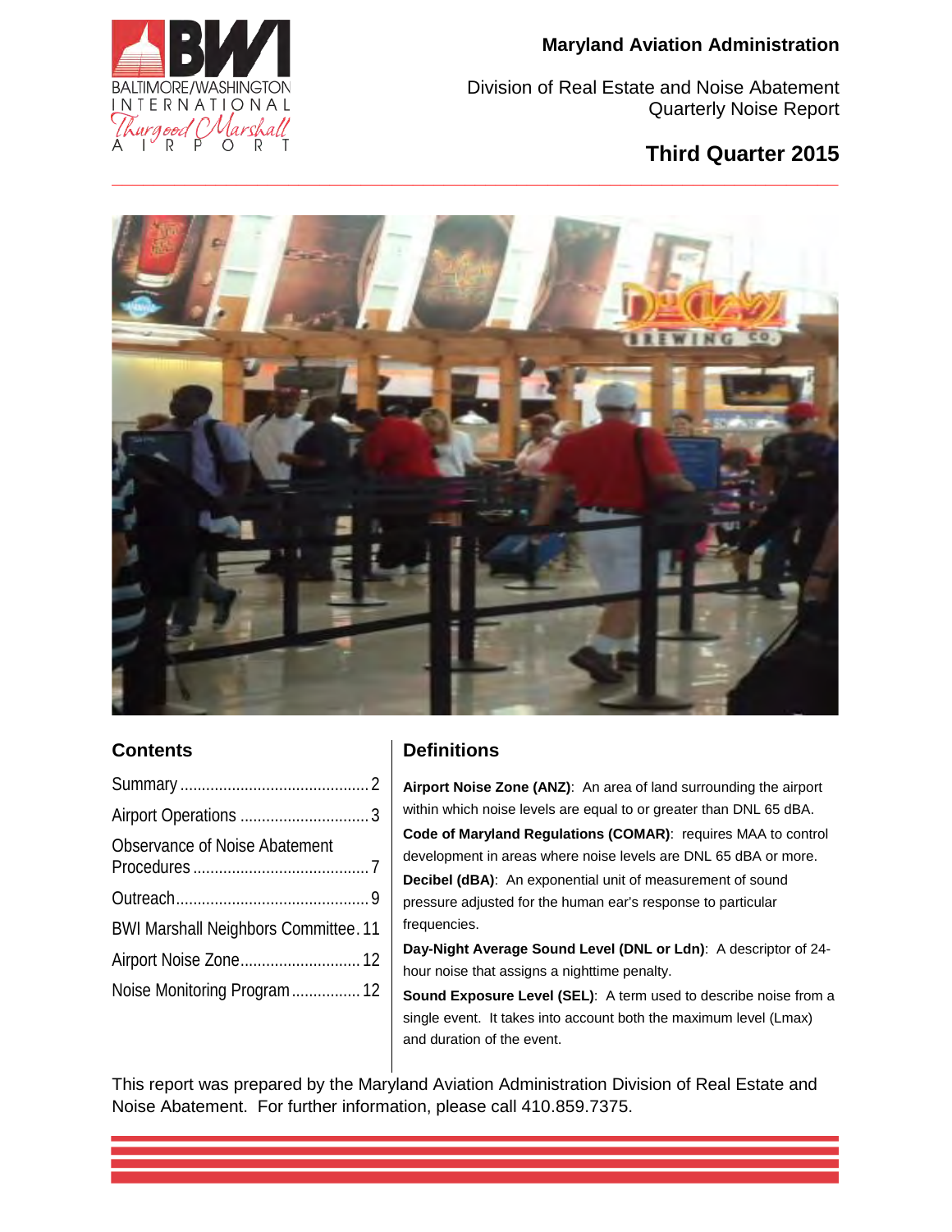Maryland Aviation Administration

Division of Real Estate and Noise Abatement
Quarterly Noise Report

# Third Quarter 2015

## Contents

| | |
|---|---|
| Summary | 2 |
| Airport Operations | 3 |
| Observance of Noise Abatement Procedures | 7 |
| Outreach | 9 |
| BWI Marshall Neighbors Committee | 11 |
| Airport Noise Zone | 12 |
| Noise Monitoring Program | 12 |

## Definitions

**Airport Noise Zone (ANZ)**: An area of land surrounding the airport within which noise levels are equal to or greater than DNL 65 dBA.

**Code of Maryland Regulations (COMAR)**: requires MAA to control development in areas where noise levels are DNL 65 dBA or more.

**Decibel (dBA)**: An exponential unit of measurement of sound pressure adjusted for the human ear's response to particular frequencies.

**Day-Night Average Sound Level (DNL or Ldn)**: A descriptor of 24-hour noise that assigns a nighttime penalty.

**Sound Exposure Level (SEL)**: A term used to describe noise from a single event. It takes into account both the maximum level (Lmax) and duration of the event.

This report was prepared by the Maryland Aviation Administration Division of Real Estate and Noise Abatement. For further information, please call 410.859.7375.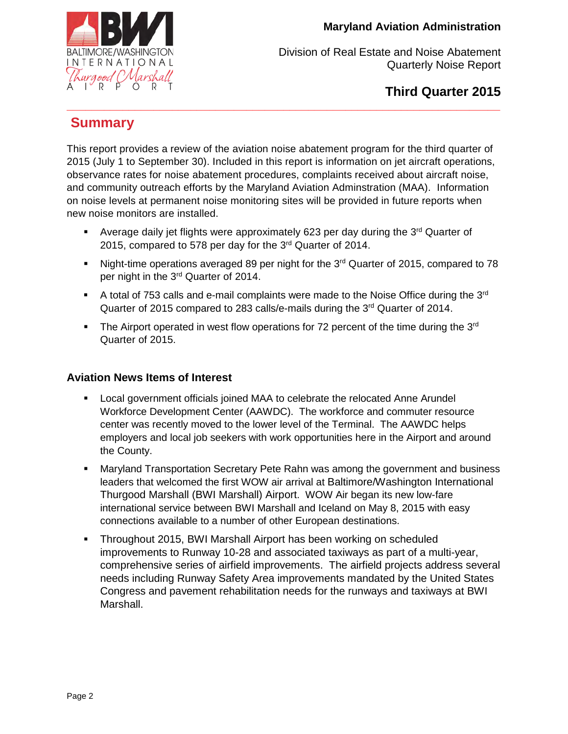Maryland Aviation Administration

Division of Real Estate and Noise Abatement
Quarterly Noise Report

**Third Quarter 2015**

## Summary

This report provides a review of the aviation noise abatement program for the third quarter of 2015 (July 1 to September 30). Included in this report is information on jet aircraft operations, observance rates for noise abatement procedures, complaints received about aircraft noise, and community outreach efforts by the Maryland Aviation Adminstration (MAA). Information on noise levels at permanent noise monitoring sites will be provided in future reports when new noise monitors are installed.

- Average daily jet flights were approximately 623 per day during the 3rd Quarter of 2015, compared to 578 per day for the 3rd Quarter of 2014.
- Night-time operations averaged 89 per night for the 3rd Quarter of 2015, compared to 78 per night in the 3rd Quarter of 2014.
- A total of 753 calls and e-mail complaints were made to the Noise Office during the 3rd Quarter of 2015 compared to 283 calls/e-mails during the 3rd Quarter of 2014.
- The Airport operated in west flow operations for 72 percent of the time during the 3rd Quarter of 2015.

### Aviation News Items of Interest

- Local government officials joined MAA to celebrate the relocated Anne Arundel Workforce Development Center (AAWDC). The workforce and commuter resource center was recently moved to the lower level of the Terminal. The AAWDC helps employers and local job seekers with work opportunities here in the Airport and around the County.
- Maryland Transportation Secretary Pete Rahn was among the government and business leaders that welcomed the first WOW air arrival at Baltimore/Washington International Thurgood Marshall (BWI Marshall) Airport. WOW Air began its new low-fare international service between BWI Marshall and Iceland on May 8, 2015 with easy connections available to a number of other European destinations.
- Throughout 2015, BWI Marshall Airport has been working on scheduled improvements to Runway 10-28 and associated taxiways as part of a multi-year, comprehensive series of airfield improvements. The airfield projects address several needs including Runway Safety Area improvements mandated by the United States Congress and pavement rehabilitation needs for the runways and taxiways at BWI Marshall.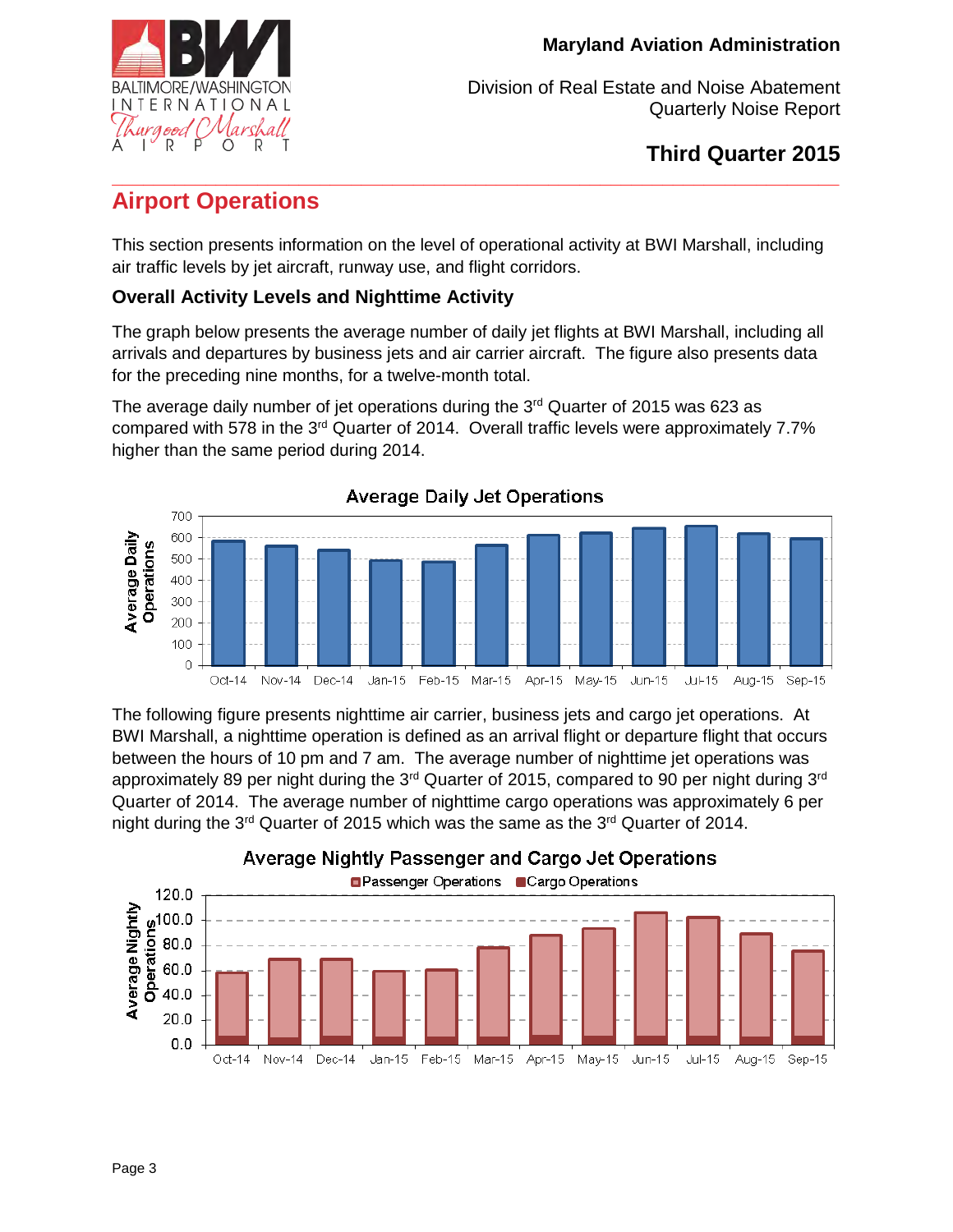Maryland Aviation Administration

Division of Real Estate and Noise Abatement
Quarterly Noise Report

**Third Quarter 2015**

## Airport Operations

This section presents information on the level of operational activity at BWI Marshall, including air traffic levels by jet aircraft, runway use, and flight corridors.

### Overall Activity Levels and Nighttime Activity

The graph below presents the average number of daily jet flights at BWI Marshall, including all arrivals and departures by business jets and air carrier aircraft. The figure also presents data for the preceding nine months, for a twelve-month total.

The average daily number of jet operations during the 3rd Quarter of 2015 was 623 as compared with 578 in the 3rd Quarter of 2014. Overall traffic levels were approximately 7.7% higher than the same period during 2014.

**Average Daily Jet Operations**

The following figure presents nighttime air carrier, business jets and cargo jet operations. At BWI Marshall, a nighttime operation is defined as an arrival flight or departure flight that occurs between the hours of 10 pm and 7 am. The average number of nighttime jet operations was approximately 89 per night during the 3rd Quarter of 2015, compared to 90 per night during 3rd Quarter of 2014. The average number of nighttime cargo operations was approximately 6 per night during the 3rd Quarter of 2015 which was the same as the 3rd Quarter of 2014.

**Average Nightly Passenger and Cargo Jet Operations**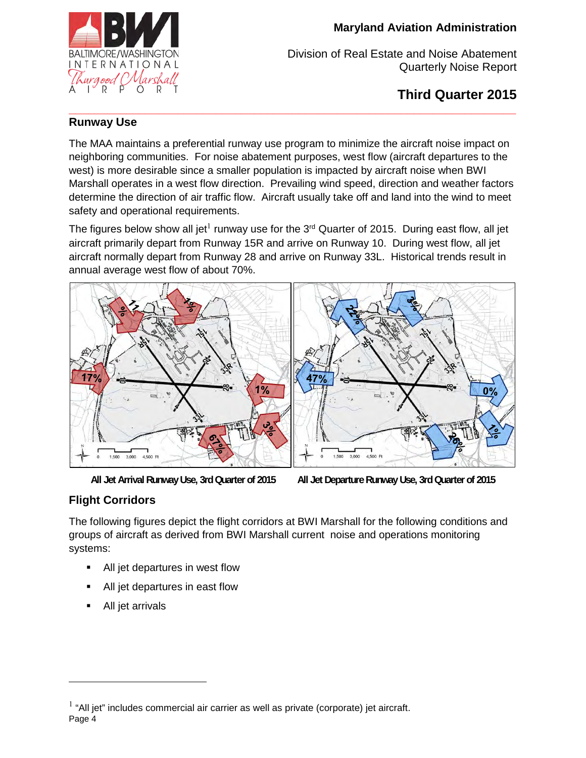## Runway Use

The MAA maintains a preferential runway use program to minimize the aircraft noise impact on neighboring communities. For noise abatement purposes, west flow (aircraft departures to the west) is more desirable since a smaller population is impacted by aircraft noise when BWI Marshall operates in a west flow direction. Prevailing wind speed, direction and weather factors determine the direction of air traffic flow. Aircraft usually take off and land into the wind to meet safety and operational requirements.

The figures below show all jet[1] runway use for the 3rd Quarter of 2015. During east flow, all jet aircraft primarily depart from Runway 15R and arrive on Runway 10. During west flow, all jet aircraft normally depart from Runway 28 and arrive on Runway 33L. Historical trends result in annual average west flow of about 70%.

All Jet Arrival Runway Use, 3rd Quarter of 2015

All Jet Departure Runway Use, 3rd Quarter of 2015

## Flight Corridors

The following figures depict the flight corridors at BWI Marshall for the following conditions and groups of aircraft as derived from BWI Marshall current noise and operations monitoring systems:

- All jet departures in west flow
- All jet departures in east flow
- All jet arrivals

[1] "All jet" includes commercial air carrier as well as private (corporate) jet aircraft.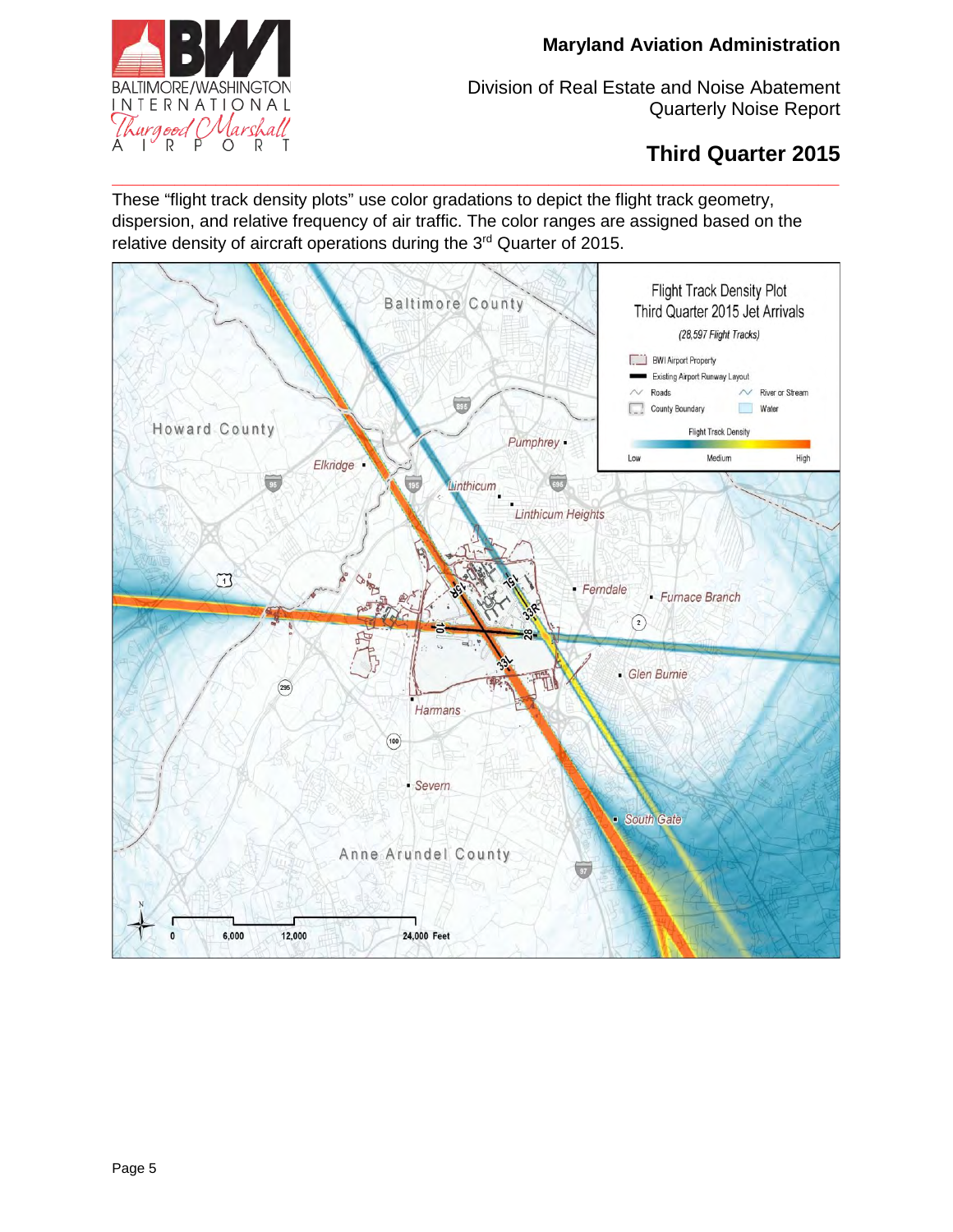These "flight track density plots" use color gradations to depict the flight track geometry, dispersion, and relative frequency of air traffic. The color ranges are assigned based on the relative density of aircraft operations during the 3rd Quarter of 2015.

Flight Track Density Plot
Third Quarter 2015 Jet Arrivals
(28,597 Flight Tracks)

BWI Airport Property
Existing Airport Runway Layout
Roads
River or Stream
County Boundary
Water

Flight Track Density
Low — Medium — High

Baltimore County
Howard County
Anne Arundel County
Pumphrey
Elkridge
Linthicum
Linthicum Heights
Ferndale
Furnace Branch
Glen Burnie
Harmans
Severn
South Gate

15R 15L 33R 10 28 33L

0 6,000 12,000 24,000 Feet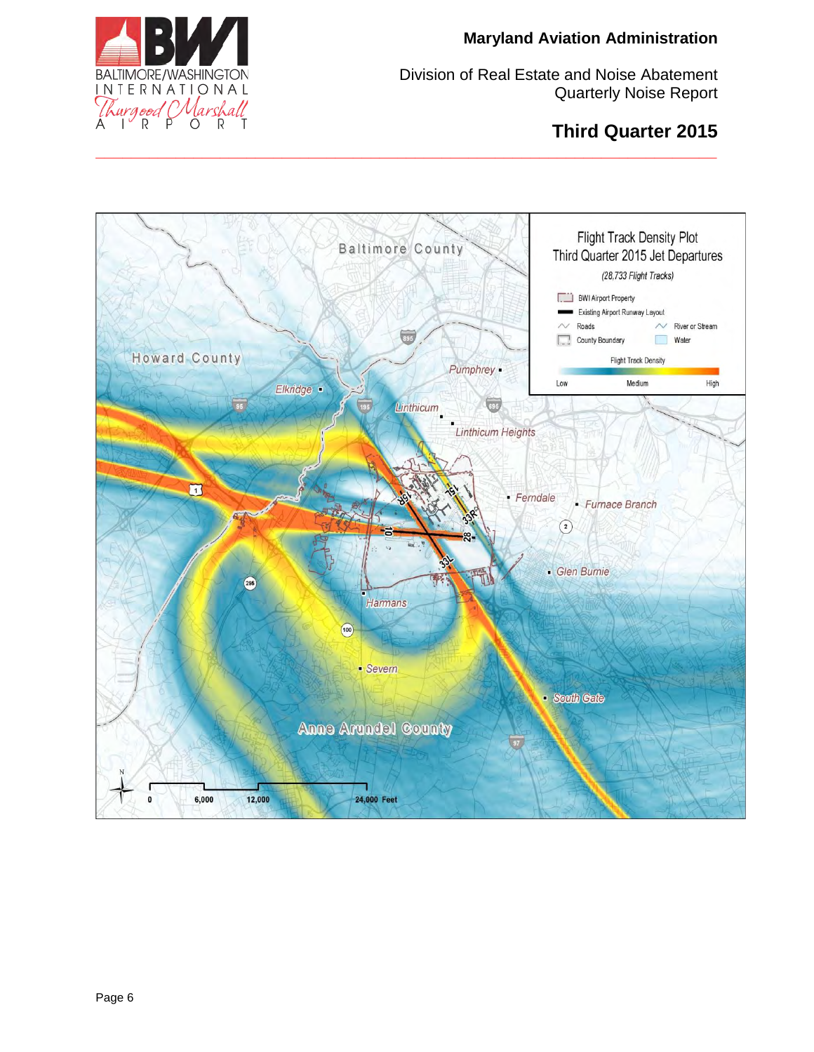Maryland Aviation Administration

Division of Real Estate and Noise Abatement
Quarterly Noise Report

## Third Quarter 2015

Flight Track Density Plot
Third Quarter 2015 Jet Departures
(28,733 Flight Tracks)

BWI Airport Property
Existing Airport Runway Layout
Roads
River or Stream
County Boundary
Water

Flight Track Density
Low Medium High

Baltimore County
Howard County
Anne Arundel County
Pumphrey
Elkridge
Linthicum
Linthicum Heights
Ferndale
Furnace Branch
Glen Burnie
Harmans
Severn
South Gate

15R 15L 33R 33L 10 28

0 6,000 12,000 24,000 Feet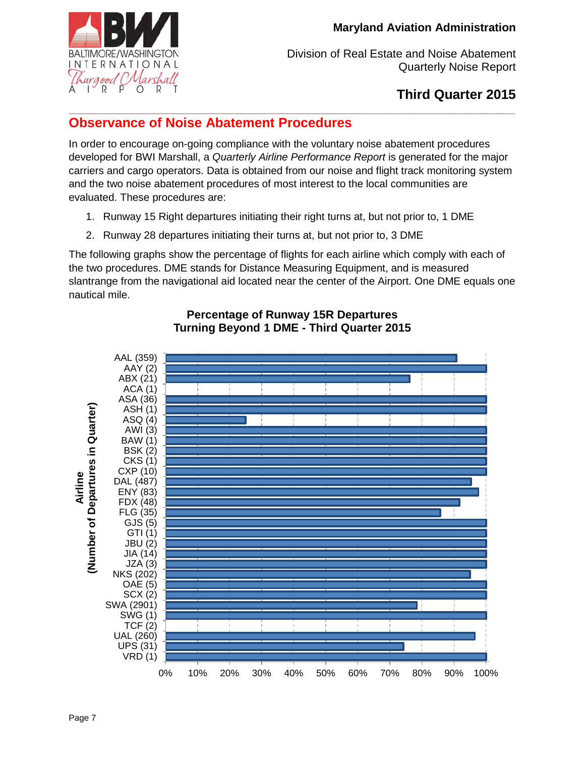**Maryland Aviation Administration**

Division of Real Estate and Noise Abatement
Quarterly Noise Report

## Third Quarter 2015

## Observance of Noise Abatement Procedures

In order to encourage on-going compliance with the voluntary noise abatement procedures developed for BWI Marshall, a *Quarterly Airline Performance Report* is generated for the major carriers and cargo operators. Data is obtained from our noise and flight track monitoring system and the two noise abatement procedures of most interest to the local communities are evaluated. These procedures are:

1. Runway 15 Right departures initiating their right turns at, but not prior to, 1 DME
2. Runway 28 departures initiating their turns at, but not prior to, 3 DME

The following graphs show the percentage of flights for each airline which comply with each of the two procedures. DME stands for Distance Measuring Equipment, and is measured slantrange from the navigational aid located near the center of the Airport. One DME equals one nautical mile.

**Percentage of Runway 15R Departures Turning Beyond 1 DME - Third Quarter 2015**

| Airline (Number of Departures in Quarter) |
|---|
| AAL (359) |
| AAY (2) |
| ABX (21) |
| ACA (1) |
| ASA (36) |
| ASH (1) |
| ASQ (4) |
| AWI (3) |
| BAW (1) |
| BSK (2) |
| CKS (1) |
| CXP (10) |
| DAL (487) |
| ENY (83) |
| FDX (48) |
| FLG (35) |
| GJS (5) |
| GTI (1) |
| JBU (2) |
| JIA (14) |
| JZA (3) |
| NKS (202) |
| OAE (5) |
| SCX (2) |
| SWA (2901) |
| SWG (1) |
| TCF (2) |
| UAL (260) |
| UPS (31) |
| VRD (1) |

X-axis: 0% 10% 20% 30% 40% 50% 60% 70% 80% 90% 100%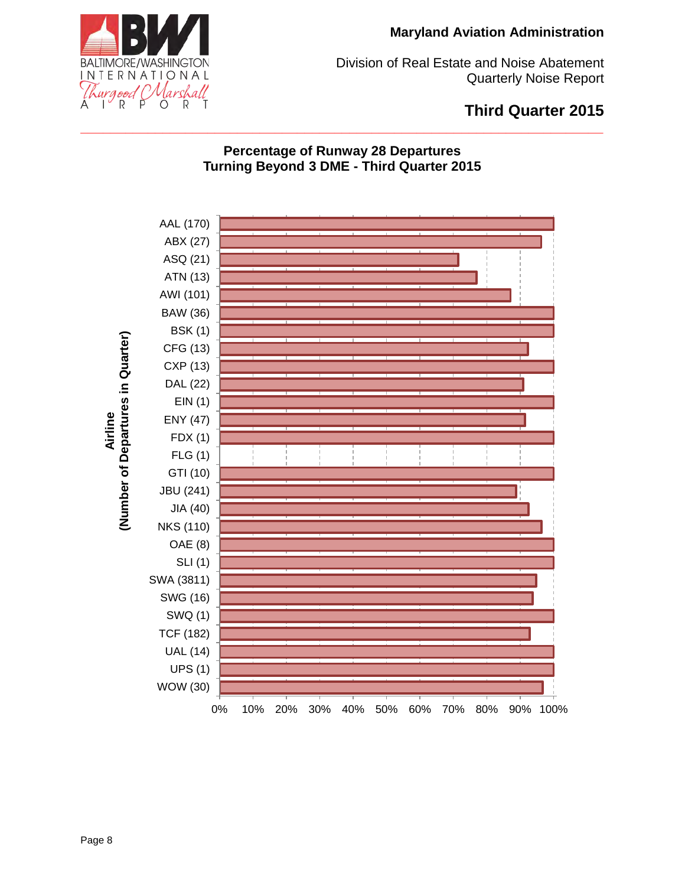Maryland Aviation Administration

Division of Real Estate and Noise Abatement
Quarterly Noise Report

## Third Quarter 2015

### Percentage of Runway 28 Departures Turning Beyond 3 DME - Third Quarter 2015

Airline (Number of Departures in Quarter)

AAL (170)
ABX (27)
ASQ (21)
ATN (13)
AWI (101)
BAW (36)
BSK (1)
CFG (13)
CXP (13)
DAL (22)
EIN (1)
ENY (47)
FDX (1)
FLG (1)
GTI (10)
JBU (241)
JIA (40)
NKS (110)
OAE (8)
SLI (1)
SWA (3811)
SWG (16)
SWQ (1)
TCF (182)
UAL (14)
UPS (1)
WOW (30)

0% 10% 20% 30% 40% 50% 60% 70% 80% 90% 100%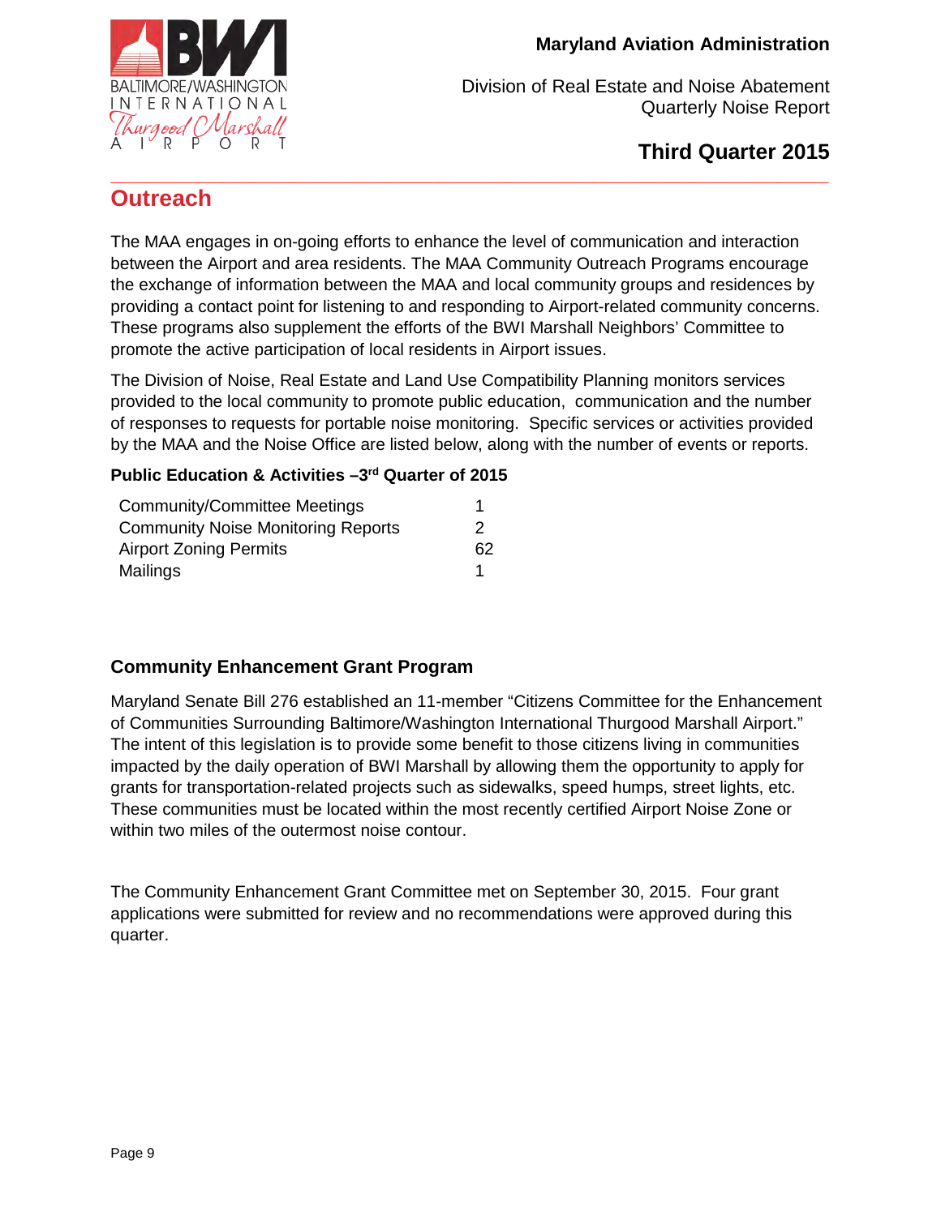# Outreach

The MAA engages in on-going efforts to enhance the level of communication and interaction between the Airport and area residents. The MAA Community Outreach Programs encourage the exchange of information between the MAA and local community groups and residences by providing a contact point for listening to and responding to Airport-related community concerns. These programs also supplement the efforts of the BWI Marshall Neighbors' Committee to promote the active participation of local residents in Airport issues.

The Division of Noise, Real Estate and Land Use Compatibility Planning monitors services provided to the local community to promote public education, communication and the number of responses to requests for portable noise monitoring. Specific services or activities provided by the MAA and the Noise Office are listed below, along with the number of events or reports.

**Public Education & Activities –3rd Quarter of 2015**

| | |
|---|---|
| Community/Committee Meetings | 1 |
| Community Noise Monitoring Reports | 2 |
| Airport Zoning Permits | 62 |
| Mailings | 1 |

## Community Enhancement Grant Program

Maryland Senate Bill 276 established an 11-member "Citizens Committee for the Enhancement of Communities Surrounding Baltimore/Washington International Thurgood Marshall Airport." The intent of this legislation is to provide some benefit to those citizens living in communities impacted by the daily operation of BWI Marshall by allowing them the opportunity to apply for grants for transportation-related projects such as sidewalks, speed humps, street lights, etc. These communities must be located within the most recently certified Airport Noise Zone or within two miles of the outermost noise contour.

The Community Enhancement Grant Committee met on September 30, 2015. Four grant applications were submitted for review and no recommendations were approved during this quarter.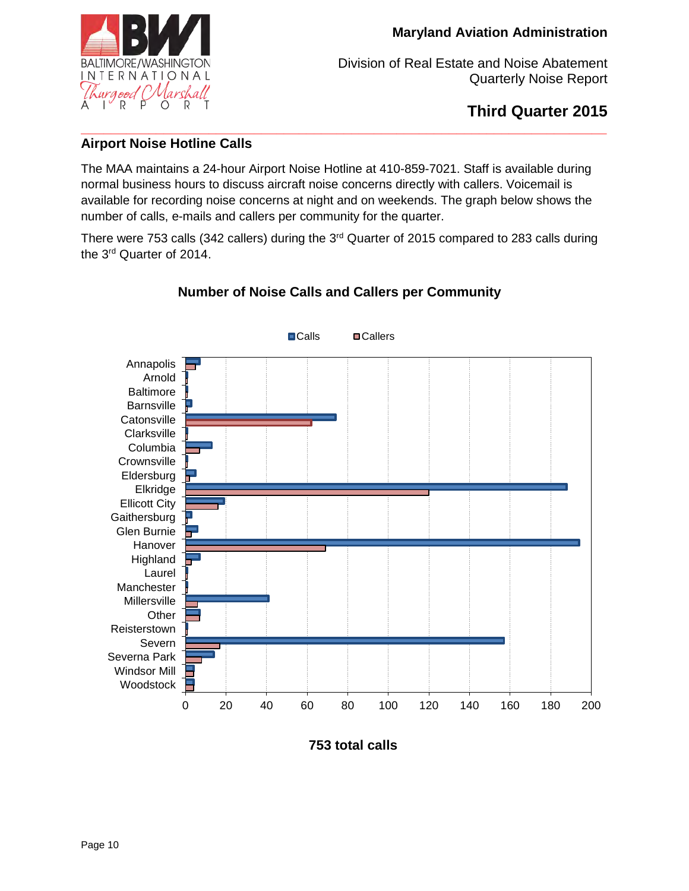Maryland Aviation Administration

Division of Real Estate and Noise Abatement
Quarterly Noise Report

## Third Quarter 2015

### Airport Noise Hotline Calls

The MAA maintains a 24-hour Airport Noise Hotline at 410-859-7021. Staff is available during normal business hours to discuss aircraft noise concerns directly with callers. Voicemail is available for recording noise concerns at night and on weekends. The graph below shows the number of calls, e-mails and callers per community for the quarter.

There were 753 calls (342 callers) during the 3rd Quarter of 2015 compared to 283 calls during the 3rd Quarter of 2014.

**Number of Noise Calls and Callers per Community**

Calls | Callers

Annapolis, Arnold, Baltimore, Barnsville, Catonsville, Clarksville, Columbia, Crownsville, Eldersburg, Elkridge, Ellicott City, Gaithersburg, Glen Burnie, Hanover, Highland, Laurel, Manchester, Millersville, Other, Reisterstown, Severn, Severna Park, Windsor Mill, Woodstock

0 20 40 60 80 100 120 140 160 180 200

**753 total calls**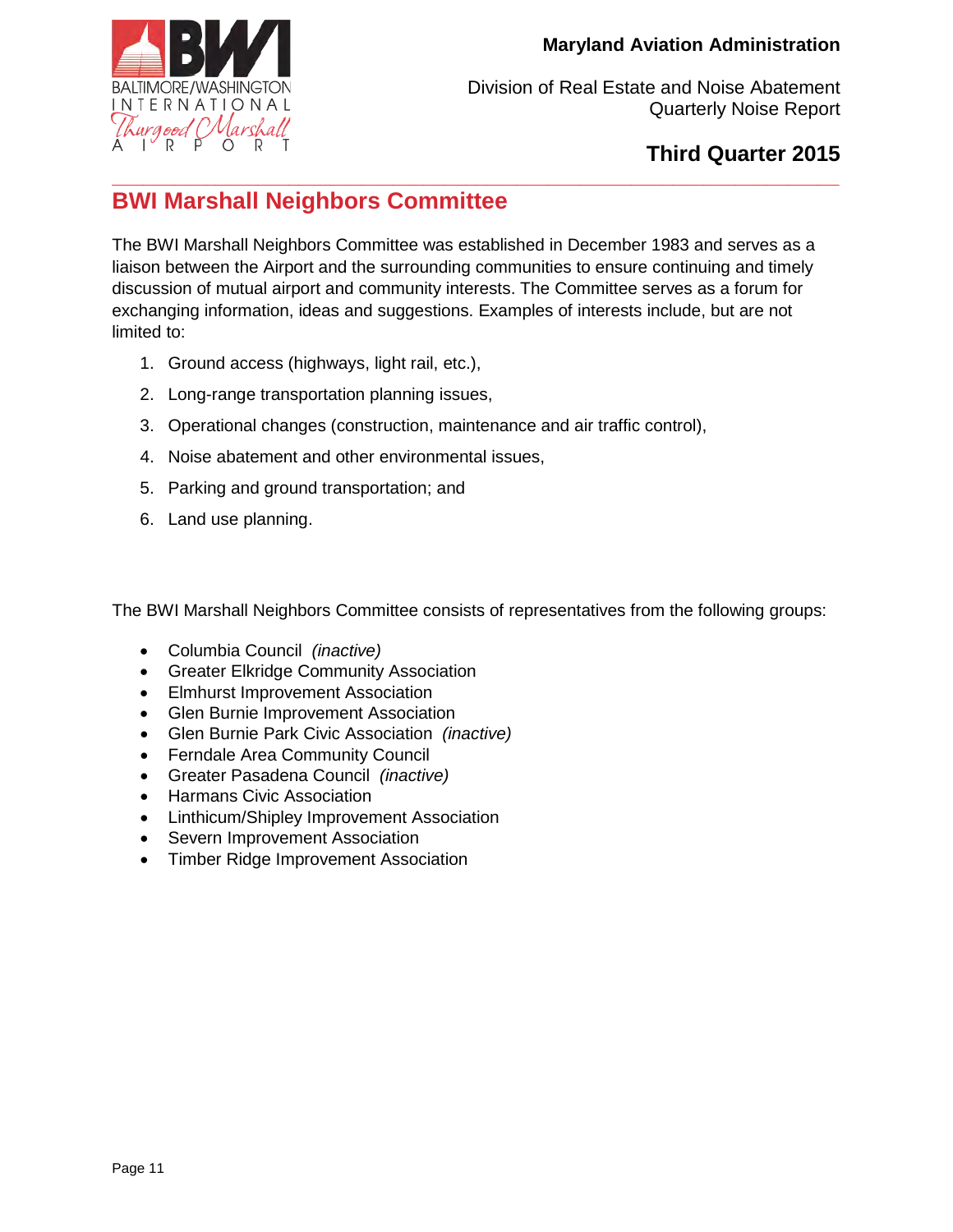## BWI Marshall Neighbors Committee

The BWI Marshall Neighbors Committee was established in December 1983 and serves as a liaison between the Airport and the surrounding communities to ensure continuing and timely discussion of mutual airport and community interests. The Committee serves as a forum for exchanging information, ideas and suggestions. Examples of interests include, but are not limited to:

1. Ground access (highways, light rail, etc.),
2. Long-range transportation planning issues,
3. Operational changes (construction, maintenance and air traffic control),
4. Noise abatement and other environmental issues,
5. Parking and ground transportation; and
6. Land use planning.

The BWI Marshall Neighbors Committee consists of representatives from the following groups:

- Columbia Council *(inactive)*
- Greater Elkridge Community Association
- Elmhurst Improvement Association
- Glen Burnie Improvement Association
- Glen Burnie Park Civic Association *(inactive)*
- Ferndale Area Community Council
- Greater Pasadena Council *(inactive)*
- Harmans Civic Association
- Linthicum/Shipley Improvement Association
- Severn Improvement Association
- Timber Ridge Improvement Association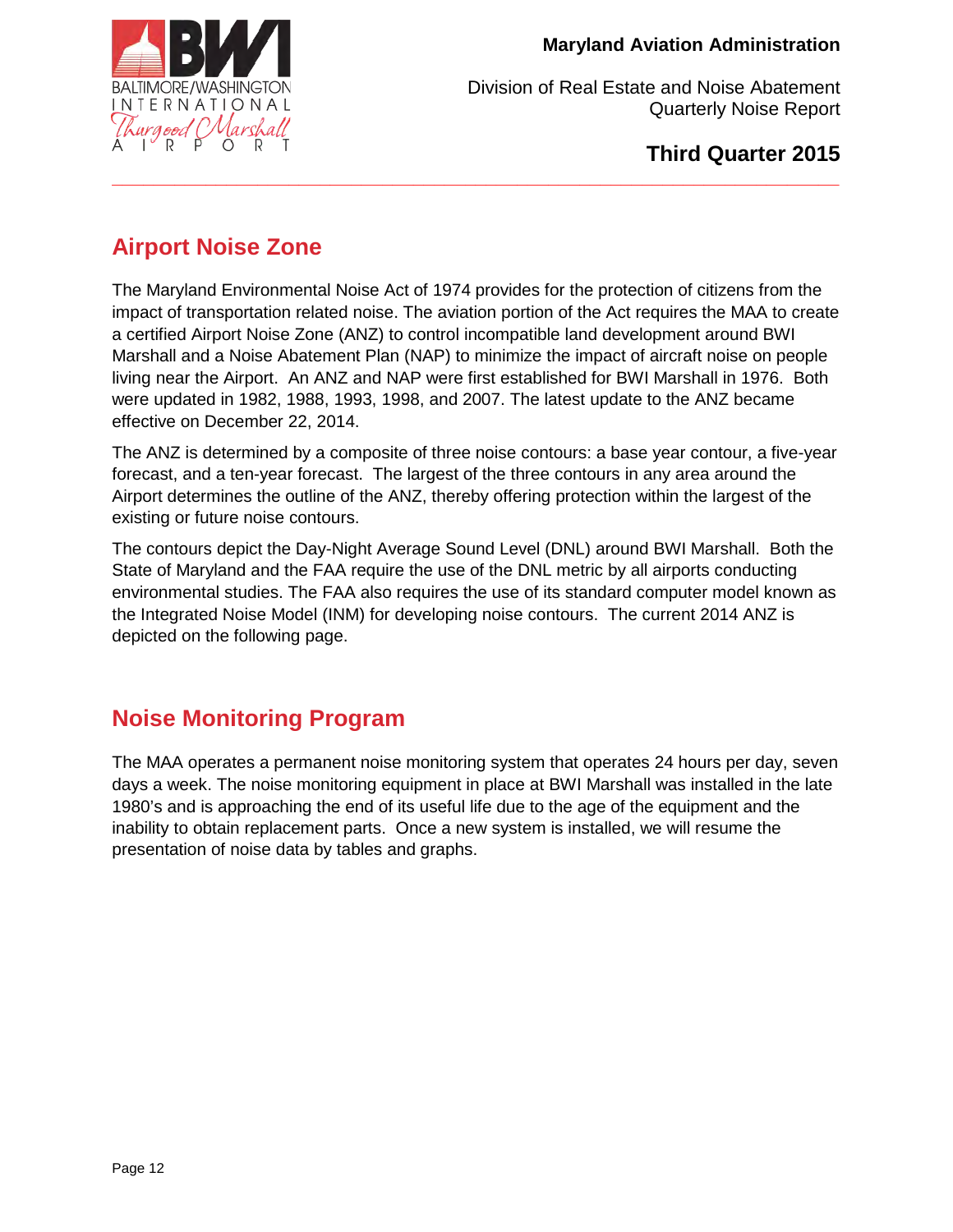## Airport Noise Zone

The Maryland Environmental Noise Act of 1974 provides for the protection of citizens from the impact of transportation related noise. The aviation portion of the Act requires the MAA to create a certified Airport Noise Zone (ANZ) to control incompatible land development around BWI Marshall and a Noise Abatement Plan (NAP) to minimize the impact of aircraft noise on people living near the Airport. An ANZ and NAP were first established for BWI Marshall in 1976. Both were updated in 1982, 1988, 1993, 1998, and 2007. The latest update to the ANZ became effective on December 22, 2014.

The ANZ is determined by a composite of three noise contours: a base year contour, a five-year forecast, and a ten-year forecast. The largest of the three contours in any area around the Airport determines the outline of the ANZ, thereby offering protection within the largest of the existing or future noise contours.

The contours depict the Day-Night Average Sound Level (DNL) around BWI Marshall. Both the State of Maryland and the FAA require the use of the DNL metric by all airports conducting environmental studies. The FAA also requires the use of its standard computer model known as the Integrated Noise Model (INM) for developing noise contours. The current 2014 ANZ is depicted on the following page.

## Noise Monitoring Program

The MAA operates a permanent noise monitoring system that operates 24 hours per day, seven days a week. The noise monitoring equipment in place at BWI Marshall was installed in the late 1980's and is approaching the end of its useful life due to the age of the equipment and the inability to obtain replacement parts. Once a new system is installed, we will resume the presentation of noise data by tables and graphs.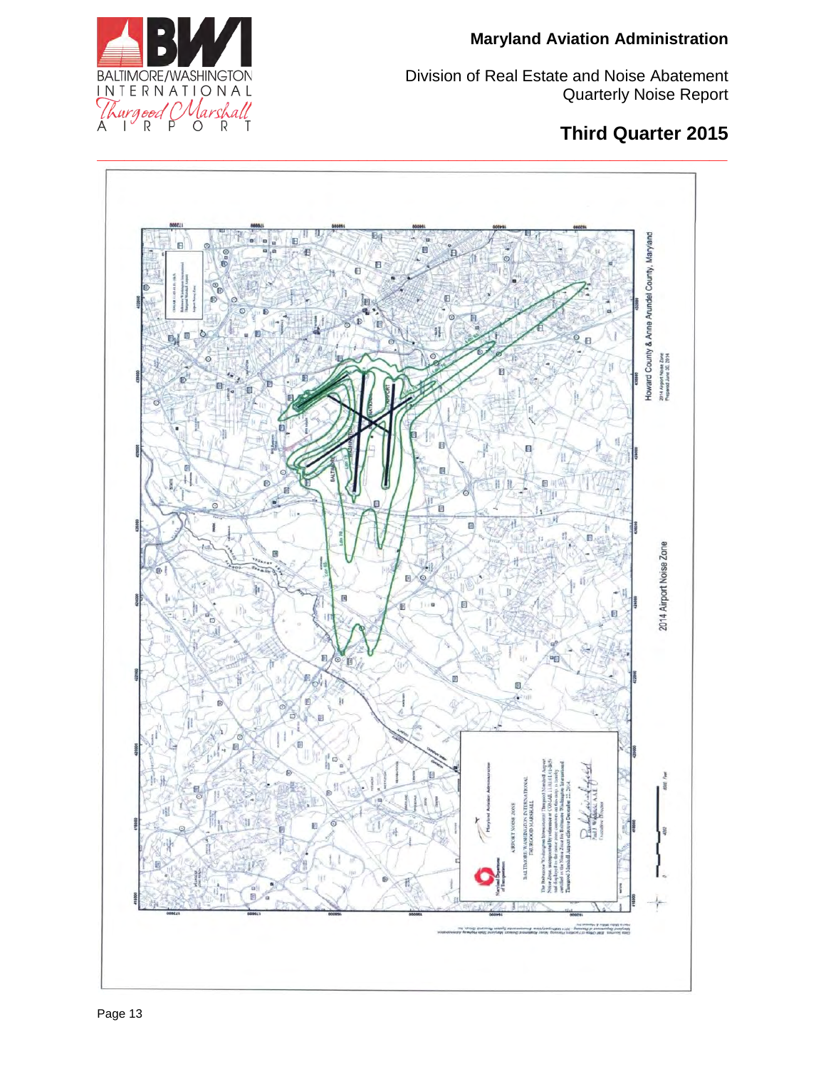**Maryland Aviation Administration**

Division of Real Estate and Noise Abatement
Quarterly Noise Report

## Third Quarter 2015

Howard County & Anne Arundel County, Maryland

2014 Airport Noise Zone
Prepared June 30, 2014

2014 Airport Noise Zone

Maryland Department of Transportation

Maryland Aviation Administration

AIRPORT NOISE ZONE

BALTIMORE/WASHINGTON INTERNATIONAL THURGOOD MARSHALL

Paul J. Wiedefeld, A.A.E.
Executive Director